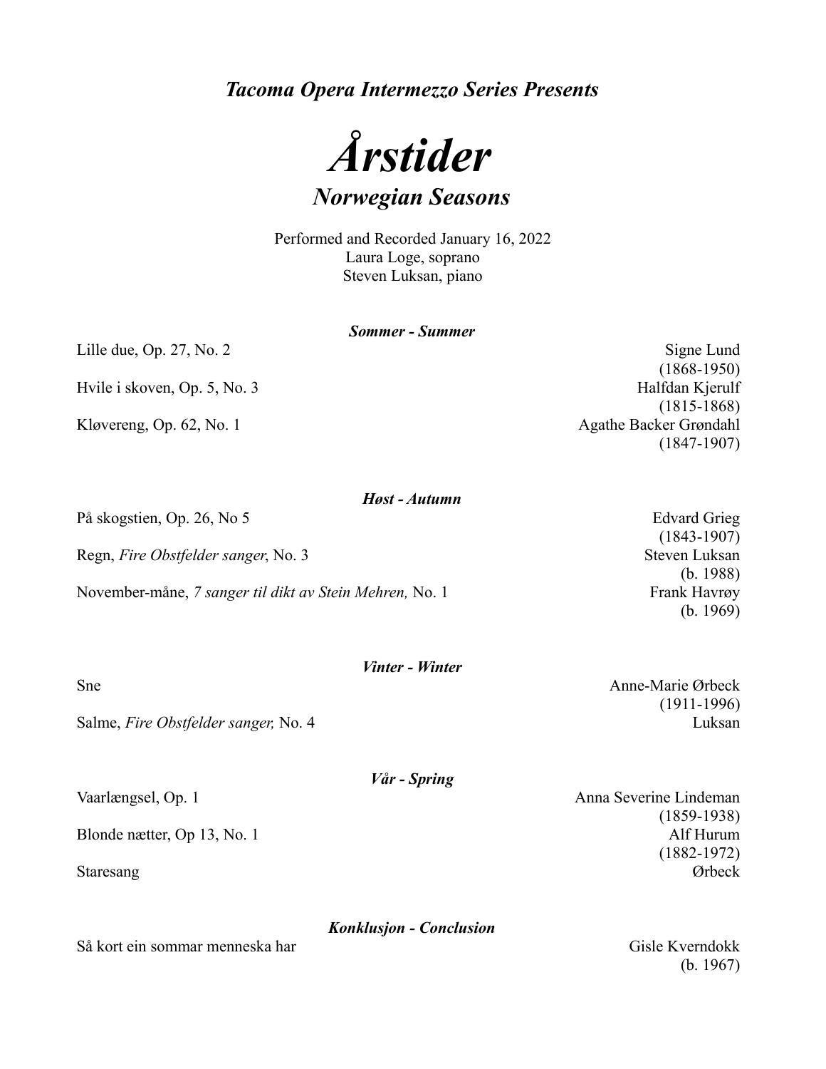***Tacoma Opera Intermezzo Series Presents***

# *Årstider*

## *Norwegian Seasons*

Performed and Recorded January 16, 2022
Laura Loge, soprano
Steven Luksan, piano

### *Sommer - Summer*

| | |
|---|---|
| Lille due, Op. 27, No. 2 | Signe Lund (1868-1950) |
| Hvile i skoven, Op. 5, No. 3 | Halfdan Kjerulf (1815-1868) |
| Kløvereng, Op. 62, No. 1 | Agathe Backer Grøndahl (1847-1907) |

### *Høst - Autumn*

| | |
|---|---|
| På skogstien, Op. 26, No 5 | Edvard Grieg (1843-1907) |
| Regn, *Fire Obstfelder sanger*, No. 3 | Steven Luksan (b. 1988) |
| November-måne, *7 sanger til dikt av Stein Mehren,* No. 1 | Frank Havrøy (b. 1969) |

### *Vinter - Winter*

| | |
|---|---|
| Sne | Anne-Marie Ørbeck (1911-1996) |
| Salme, *Fire Obstfelder sanger,* No. 4 | Luksan |

### *Vår - Spring*

| | |
|---|---|
| Vaarlængsel, Op. 1 | Anna Severine Lindeman (1859-1938) |
| Blonde nætter, Op 13, No. 1 | Alf Hurum (1882-1972) |
| Staresang | Ørbeck |

### *Konklusjon - Conclusion*

| | |
|---|---|
| Så kort ein sommar menneska har | Gisle Kverndokk (b. 1967) |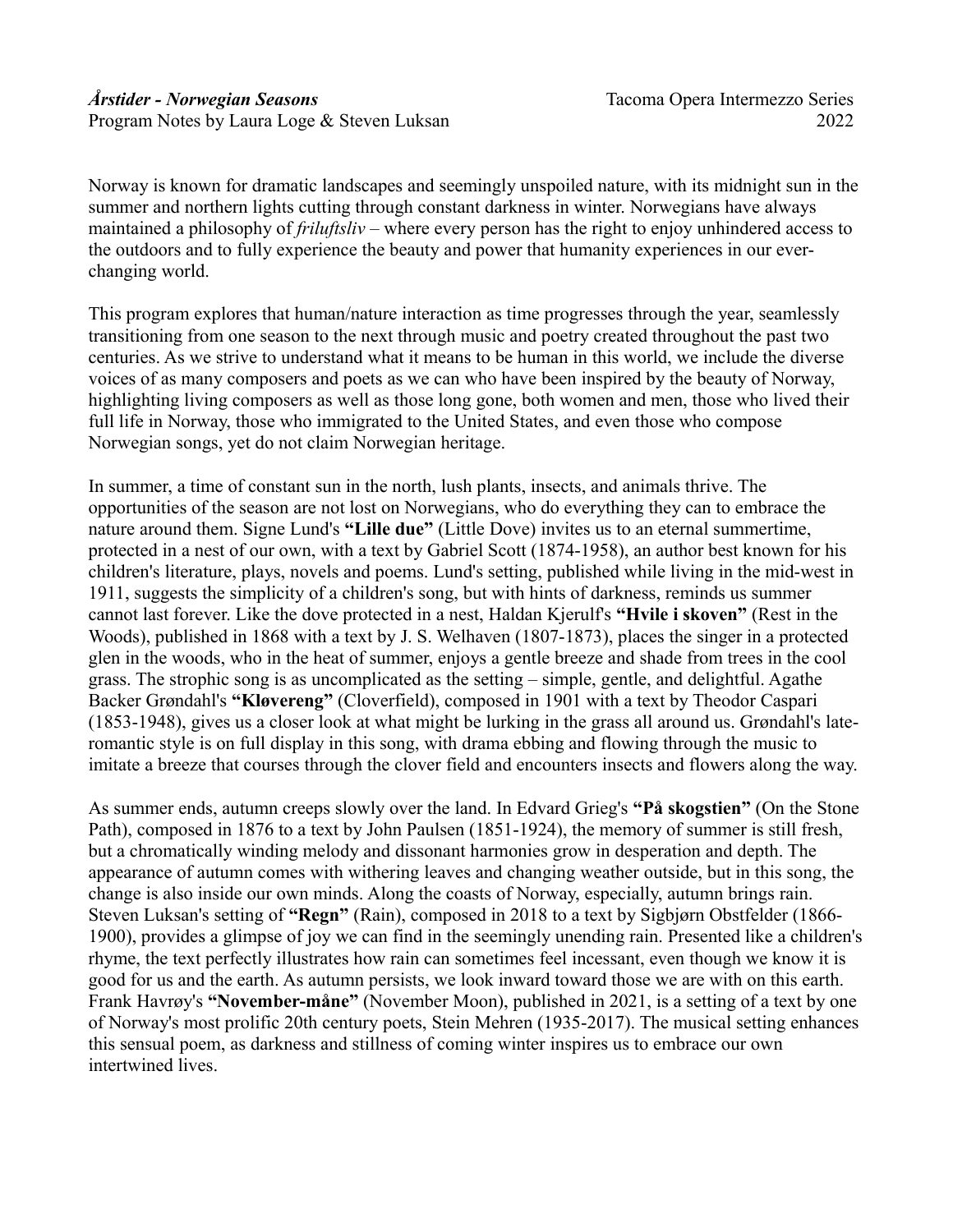*Årstider - Norwegian Seasons* Tacoma Opera Intermezzo Series
Program Notes by Laura Loge & Steven Luksan 2022

Norway is known for dramatic landscapes and seemingly unspoiled nature, with its midnight sun in the summer and northern lights cutting through constant darkness in winter. Norwegians have always maintained a philosophy of *friluftsliv* – where every person has the right to enjoy unhindered access to the outdoors and to fully experience the beauty and power that humanity experiences in our ever-changing world.

This program explores that human/nature interaction as time progresses through the year, seamlessly transitioning from one season to the next through music and poetry created throughout the past two centuries. As we strive to understand what it means to be human in this world, we include the diverse voices of as many composers and poets as we can who have been inspired by the beauty of Norway, highlighting living composers as well as those long gone, both women and men, those who lived their full life in Norway, those who immigrated to the United States, and even those who compose Norwegian songs, yet do not claim Norwegian heritage.

In summer, a time of constant sun in the north, lush plants, insects, and animals thrive. The opportunities of the season are not lost on Norwegians, who do everything they can to embrace the nature around them. Signe Lund's **"Lille due"** (Little Dove) invites us to an eternal summertime, protected in a nest of our own, with a text by Gabriel Scott (1874-1958), an author best known for his children's literature, plays, novels and poems. Lund's setting, published while living in the mid-west in 1911, suggests the simplicity of a children's song, but with hints of darkness, reminds us summer cannot last forever. Like the dove protected in a nest, Haldan Kjerulf's **"Hvile i skoven"** (Rest in the Woods), published in 1868 with a text by J. S. Welhaven (1807-1873), places the singer in a protected glen in the woods, who in the heat of summer, enjoys a gentle breeze and shade from trees in the cool grass. The strophic song is as uncomplicated as the setting – simple, gentle, and delightful. Agathe Backer Grøndahl's **"Kløvereng"** (Cloverfield), composed in 1901 with a text by Theodor Caspari (1853-1948), gives us a closer look at what might be lurking in the grass all around us. Grøndahl's late-romantic style is on full display in this song, with drama ebbing and flowing through the music to imitate a breeze that courses through the clover field and encounters insects and flowers along the way.

As summer ends, autumn creeps slowly over the land. In Edvard Grieg's **"På skogstien"** (On the Stone Path), composed in 1876 to a text by John Paulsen (1851-1924), the memory of summer is still fresh, but a chromatically winding melody and dissonant harmonies grow in desperation and depth. The appearance of autumn comes with withering leaves and changing weather outside, but in this song, the change is also inside our own minds. Along the coasts of Norway, especially, autumn brings rain. Steven Luksan's setting of **"Regn"** (Rain), composed in 2018 to a text by Sigbjørn Obstfelder (1866-1900), provides a glimpse of joy we can find in the seemingly unending rain. Presented like a children's rhyme, the text perfectly illustrates how rain can sometimes feel incessant, even though we know it is good for us and the earth. As autumn persists, we look inward toward those we are with on this earth. Frank Havrøy's **"November-måne"** (November Moon), published in 2021, is a setting of a text by one of Norway's most prolific 20th century poets, Stein Mehren (1935-2017). The musical setting enhances this sensual poem, as darkness and stillness of coming winter inspires us to embrace our own intertwined lives.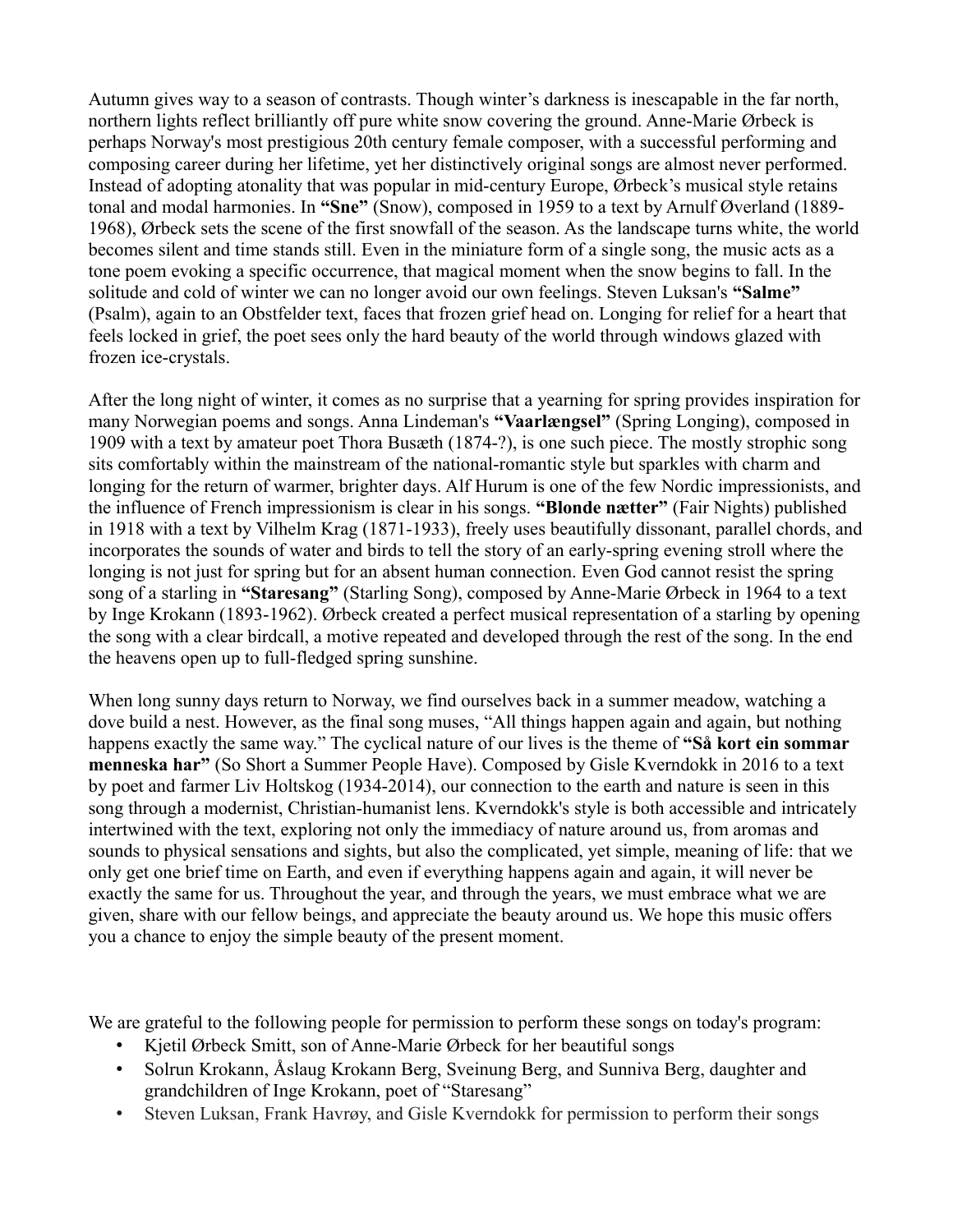Autumn gives way to a season of contrasts. Though winter's darkness is inescapable in the far north, northern lights reflect brilliantly off pure white snow covering the ground. Anne-Marie Ørbeck is perhaps Norway's most prestigious 20th century female composer, with a successful performing and composing career during her lifetime, yet her distinctively original songs are almost never performed. Instead of adopting atonality that was popular in mid-century Europe, Ørbeck's musical style retains tonal and modal harmonies. In **"Sne"** (Snow), composed in 1959 to a text by Arnulf Øverland (1889-1968), Ørbeck sets the scene of the first snowfall of the season. As the landscape turns white, the world becomes silent and time stands still. Even in the miniature form of a single song, the music acts as a tone poem evoking a specific occurrence, that magical moment when the snow begins to fall. In the solitude and cold of winter we can no longer avoid our own feelings. Steven Luksan's **"Salme"** (Psalm), again to an Obstfelder text, faces that frozen grief head on. Longing for relief for a heart that feels locked in grief, the poet sees only the hard beauty of the world through windows glazed with frozen ice-crystals.

After the long night of winter, it comes as no surprise that a yearning for spring provides inspiration for many Norwegian poems and songs. Anna Lindeman's **"Vaarlængsel"** (Spring Longing), composed in 1909 with a text by amateur poet Thora Busæth (1874-?), is one such piece. The mostly strophic song sits comfortably within the mainstream of the national-romantic style but sparkles with charm and longing for the return of warmer, brighter days. Alf Hurum is one of the few Nordic impressionists, and the influence of French impressionism is clear in his songs. **"Blonde nætter"** (Fair Nights) published in 1918 with a text by Vilhelm Krag (1871-1933), freely uses beautifully dissonant, parallel chords, and incorporates the sounds of water and birds to tell the story of an early-spring evening stroll where the longing is not just for spring but for an absent human connection. Even God cannot resist the spring song of a starling in **"Staresang"** (Starling Song), composed by Anne-Marie Ørbeck in 1964 to a text by Inge Krokann (1893-1962). Ørbeck created a perfect musical representation of a starling by opening the song with a clear birdcall, a motive repeated and developed through the rest of the song. In the end the heavens open up to full-fledged spring sunshine.

When long sunny days return to Norway, we find ourselves back in a summer meadow, watching a dove build a nest. However, as the final song muses, "All things happen again and again, but nothing happens exactly the same way." The cyclical nature of our lives is the theme of **"Så kort ein sommar menneska har"** (So Short a Summer People Have). Composed by Gisle Kverndokk in 2016 to a text by poet and farmer Liv Holtskog (1934-2014), our connection to the earth and nature is seen in this song through a modernist, Christian-humanist lens. Kverndokk's style is both accessible and intricately intertwined with the text, exploring not only the immediacy of nature around us, from aromas and sounds to physical sensations and sights, but also the complicated, yet simple, meaning of life: that we only get one brief time on Earth, and even if everything happens again and again, it will never be exactly the same for us. Throughout the year, and through the years, we must embrace what we are given, share with our fellow beings, and appreciate the beauty around us. We hope this music offers you a chance to enjoy the simple beauty of the present moment.

We are grateful to the following people for permission to perform these songs on today's program:

- Kjetil Ørbeck Smitt, son of Anne-Marie Ørbeck for her beautiful songs
- Solrun Krokann, Åslaug Krokann Berg, Sveinung Berg, and Sunniva Berg, daughter and grandchildren of Inge Krokann, poet of "Staresang"
- Steven Luksan, Frank Havrøy, and Gisle Kverndokk for permission to perform their songs